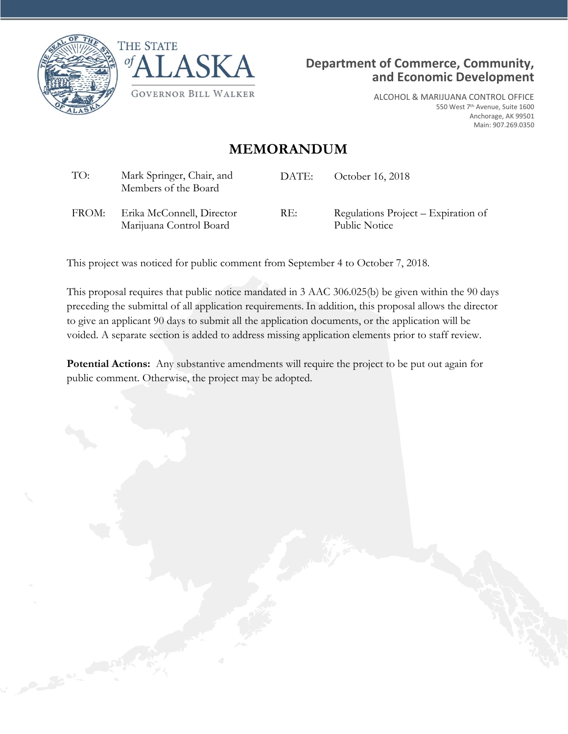THE STATE of ALASKA

GOVERNOR BILL WALKER

**Department of Commerce, Community, and Economic Development**

ALCOHOL & MARIJUANA CONTROL OFFICE
550 West 7th Avenue, Suite 1600
Anchorage, AK 99501
Main: 907.269.0350

# MEMORANDUM

| | | | |
|---|---|---|---|
| TO: | Mark Springer, Chair, and Members of the Board | DATE: | October 16, 2018 |
| FROM: | Erika McConnell, Director Marijuana Control Board | RE: | Regulations Project – Expiration of Public Notice |

This project was noticed for public comment from September 4 to October 7, 2018.

This proposal requires that public notice mandated in 3 AAC 306.025(b) be given within the 90 days preceding the submittal of all application requirements. In addition, this proposal allows the director to give an applicant 90 days to submit all the application documents, or the application will be voided. A separate section is added to address missing application elements prior to staff review.

**Potential Actions:** Any substantive amendments will require the project to be put out again for public comment. Otherwise, the project may be adopted.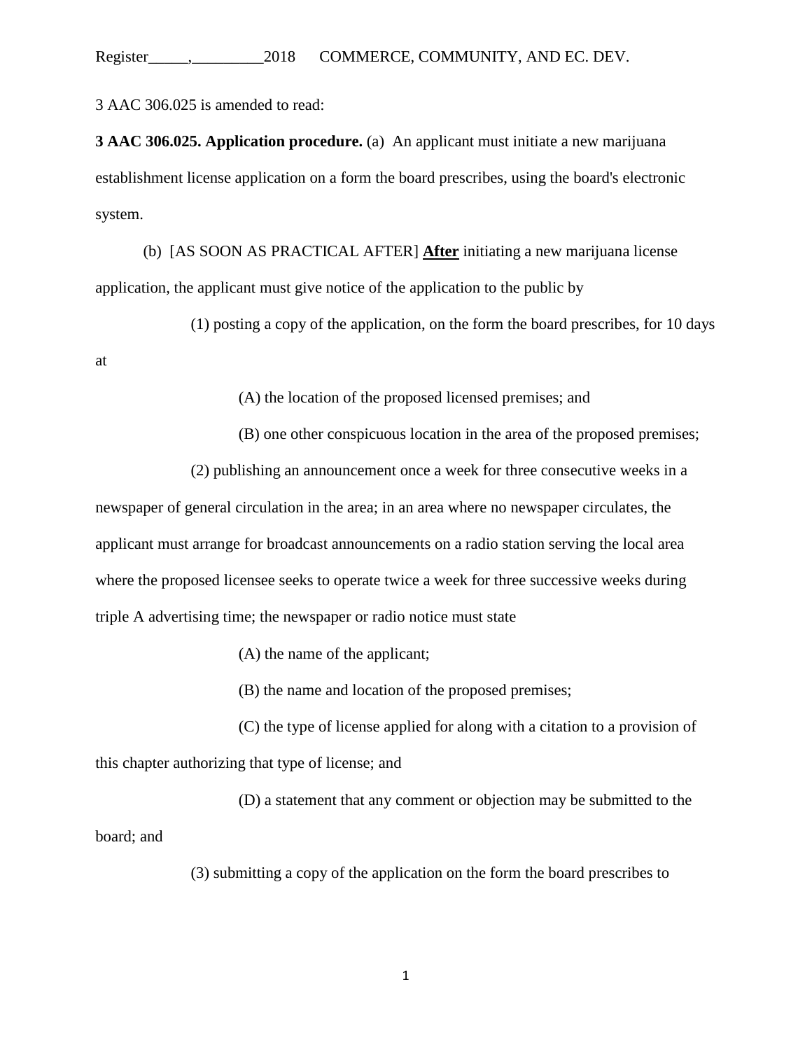3 AAC 306.025 is amended to read:

**3 AAC 306.025. Application procedure.** (a) An applicant must initiate a new marijuana establishment license application on a form the board prescribes, using the board's electronic system.

(b) [AS SOON AS PRACTICAL AFTER] **<u>After</u>** initiating a new marijuana license application, the applicant must give notice of the application to the public by

(1) posting a copy of the application, on the form the board prescribes, for 10 days at

(A) the location of the proposed licensed premises; and

(B) one other conspicuous location in the area of the proposed premises;

(2) publishing an announcement once a week for three consecutive weeks in a newspaper of general circulation in the area; in an area where no newspaper circulates, the applicant must arrange for broadcast announcements on a radio station serving the local area where the proposed licensee seeks to operate twice a week for three successive weeks during triple A advertising time; the newspaper or radio notice must state

(A) the name of the applicant;

(B) the name and location of the proposed premises;

(C) the type of license applied for along with a citation to a provision of this chapter authorizing that type of license; and

(D) a statement that any comment or objection may be submitted to the board; and

(3) submitting a copy of the application on the form the board prescribes to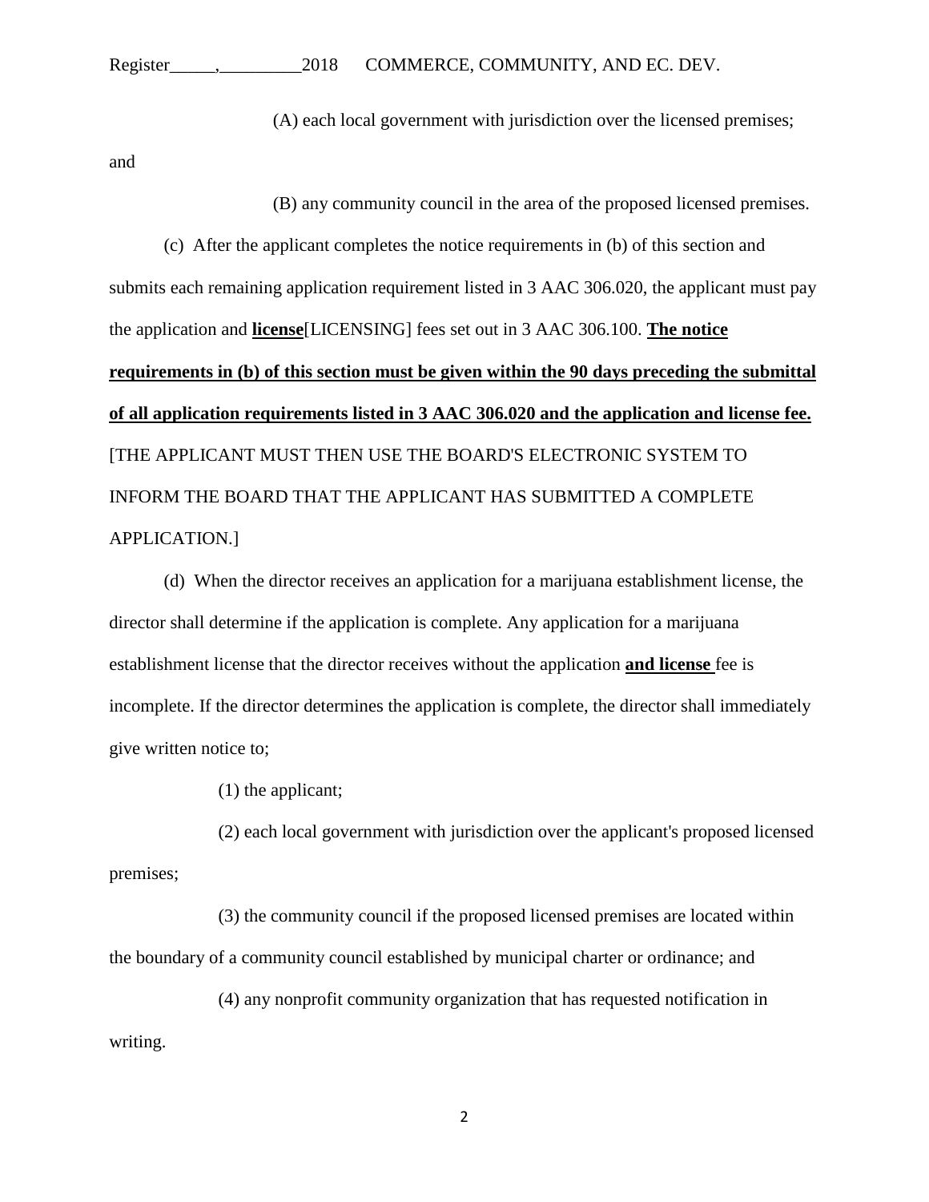(A) each local government with jurisdiction over the licensed premises; and

(B) any community council in the area of the proposed licensed premises.

(c) After the applicant completes the notice requirements in (b) of this section and submits each remaining application requirement listed in 3 AAC 306.020, the applicant must pay the application and **license**[LICENSING] fees set out in 3 AAC 306.100. **The notice requirements in (b) of this section must be given within the 90 days preceding the submittal of all application requirements listed in 3 AAC 306.020 and the application and license fee.** [THE APPLICANT MUST THEN USE THE BOARD'S ELECTRONIC SYSTEM TO INFORM THE BOARD THAT THE APPLICANT HAS SUBMITTED A COMPLETE APPLICATION.]

(d) When the director receives an application for a marijuana establishment license, the director shall determine if the application is complete. Any application for a marijuana establishment license that the director receives without the application **and license** fee is incomplete. If the director determines the application is complete, the director shall immediately give written notice to;

(1) the applicant;

(2) each local government with jurisdiction over the applicant's proposed licensed premises;

(3) the community council if the proposed licensed premises are located within the boundary of a community council established by municipal charter or ordinance; and

(4) any nonprofit community organization that has requested notification in writing.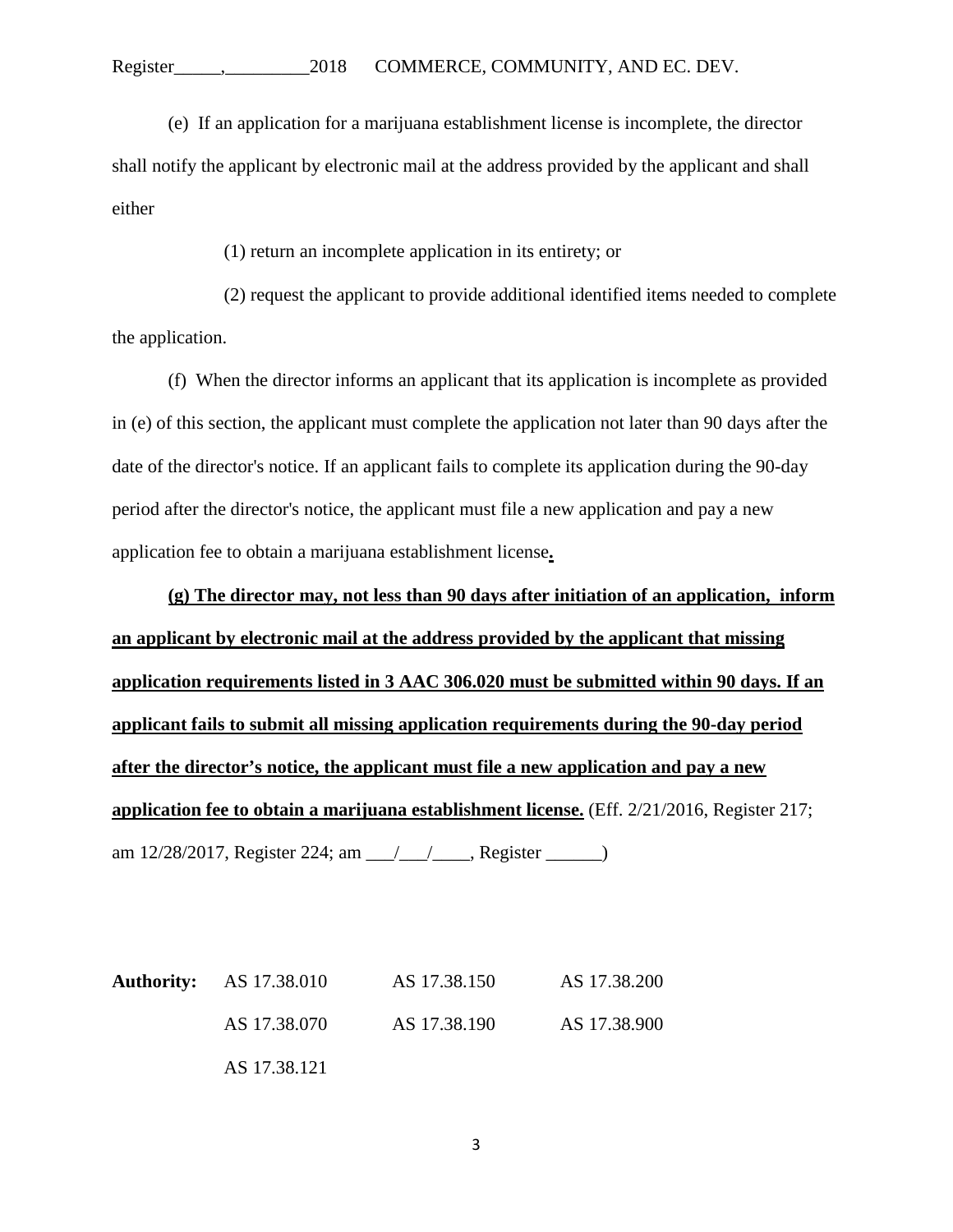(e) If an application for a marijuana establishment license is incomplete, the director shall notify the applicant by electronic mail at the address provided by the applicant and shall either

(1) return an incomplete application in its entirety; or

(2) request the applicant to provide additional identified items needed to complete the application.

(f) When the director informs an applicant that its application is incomplete as provided in (e) of this section, the applicant must complete the application not later than 90 days after the date of the director's notice. If an applicant fails to complete its application during the 90-day period after the director's notice, the applicant must file a new application and pay a new application fee to obtain a marijuana establishment license**.**

**(g) The director may, not less than 90 days after initiation of an application, inform an applicant by electronic mail at the address provided by the applicant that missing application requirements listed in 3 AAC 306.020 must be submitted within 90 days. If an applicant fails to submit all missing application requirements during the 90-day period after the director's notice, the applicant must file a new application and pay a new application fee to obtain a marijuana establishment license.** (Eff. 2/21/2016, Register 217; am 12/28/2017, Register 224; am ___/___/____, Register ______)

| | | | |
|---|---|---|---|
| **Authority:** | AS 17.38.010 | AS 17.38.150 | AS 17.38.200 |
| | AS 17.38.070 | AS 17.38.190 | AS 17.38.900 |
| | AS 17.38.121 | | |